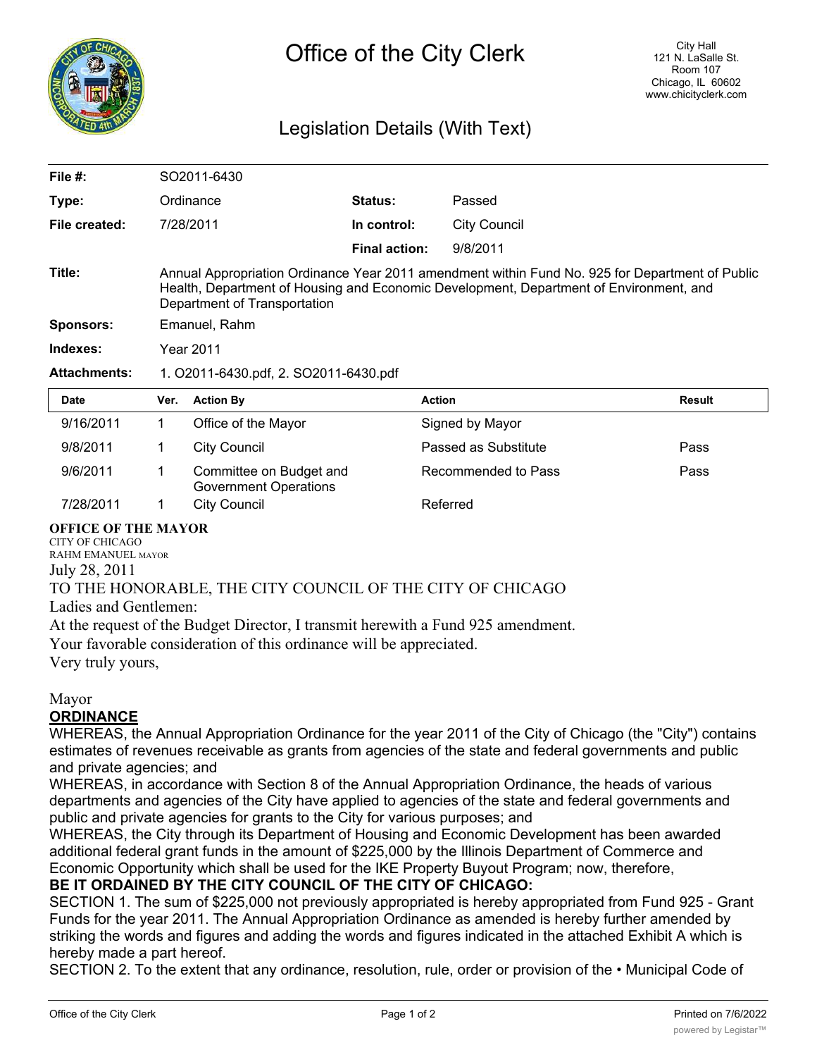# Office of the City Clerk

City Hall
121 N. LaSalle St.
Room 107
Chicago, IL 60602
www.chicityclerk.com

## Legislation Details (With Text)

| | | | |
|---|---|---|---|
| **File #:** | SO2011-6430 | | |
| **Type:** | Ordinance | **Status:** | Passed |
| **File created:** | 7/28/2011 | **In control:** | City Council |
| | | **Final action:** | 9/8/2011 |
| **Title:** | Annual Appropriation Ordinance Year 2011 amendment within Fund No. 925 for Department of Public Health, Department of Housing and Economic Development, Department of Environment, and Department of Transportation | | |
| **Sponsors:** | Emanuel, Rahm | | |
| **Indexes:** | Year 2011 | | |
| **Attachments:** | 1. O2011-6430.pdf, 2. SO2011-6430.pdf | | |

| Date | Ver. | Action By | Action | Result |
|---|---|---|---|---|
| 9/16/2011 | 1 | Office of the Mayor | Signed by Mayor | |
| 9/8/2011 | 1 | City Council | Passed as Substitute | Pass |
| 9/6/2011 | 1 | Committee on Budget and Government Operations | Recommended to Pass | Pass |
| 7/28/2011 | 1 | City Council | Referred | |

**OFFICE OF THE MAYOR**
CITY OF CHICAGO
RAHM EMANUEL MAYOR

July 28, 2011

TO THE HONORABLE, THE CITY COUNCIL OF THE CITY OF CHICAGO

Ladies and Gentlemen:

At the request of the Budget Director, I transmit herewith a Fund 925 amendment.

Your favorable consideration of this ordinance will be appreciated.

Very truly yours,

Mayor

**ORDINANCE**

WHEREAS, the Annual Appropriation Ordinance for the year 2011 of the City of Chicago (the "City") contains estimates of revenues receivable as grants from agencies of the state and federal governments and public and private agencies; and

WHEREAS, in accordance with Section 8 of the Annual Appropriation Ordinance, the heads of various departments and agencies of the City have applied to agencies of the state and federal governments and public and private agencies for grants to the City for various purposes; and

WHEREAS, the City through its Department of Housing and Economic Development has been awarded additional federal grant funds in the amount of $225,000 by the Illinois Department of Commerce and Economic Opportunity which shall be used for the IKE Property Buyout Program; now, therefore,

**BE IT ORDAINED BY THE CITY COUNCIL OF THE CITY OF CHICAGO:**

SECTION 1. The sum of $225,000 not previously appropriated is hereby appropriated from Fund 925 - Grant Funds for the year 2011. The Annual Appropriation Ordinance as amended is hereby further amended by striking the words and figures and adding the words and figures indicated in the attached Exhibit A which is hereby made a part hereof.

SECTION 2. To the extent that any ordinance, resolution, rule, order or provision of the • Municipal Code of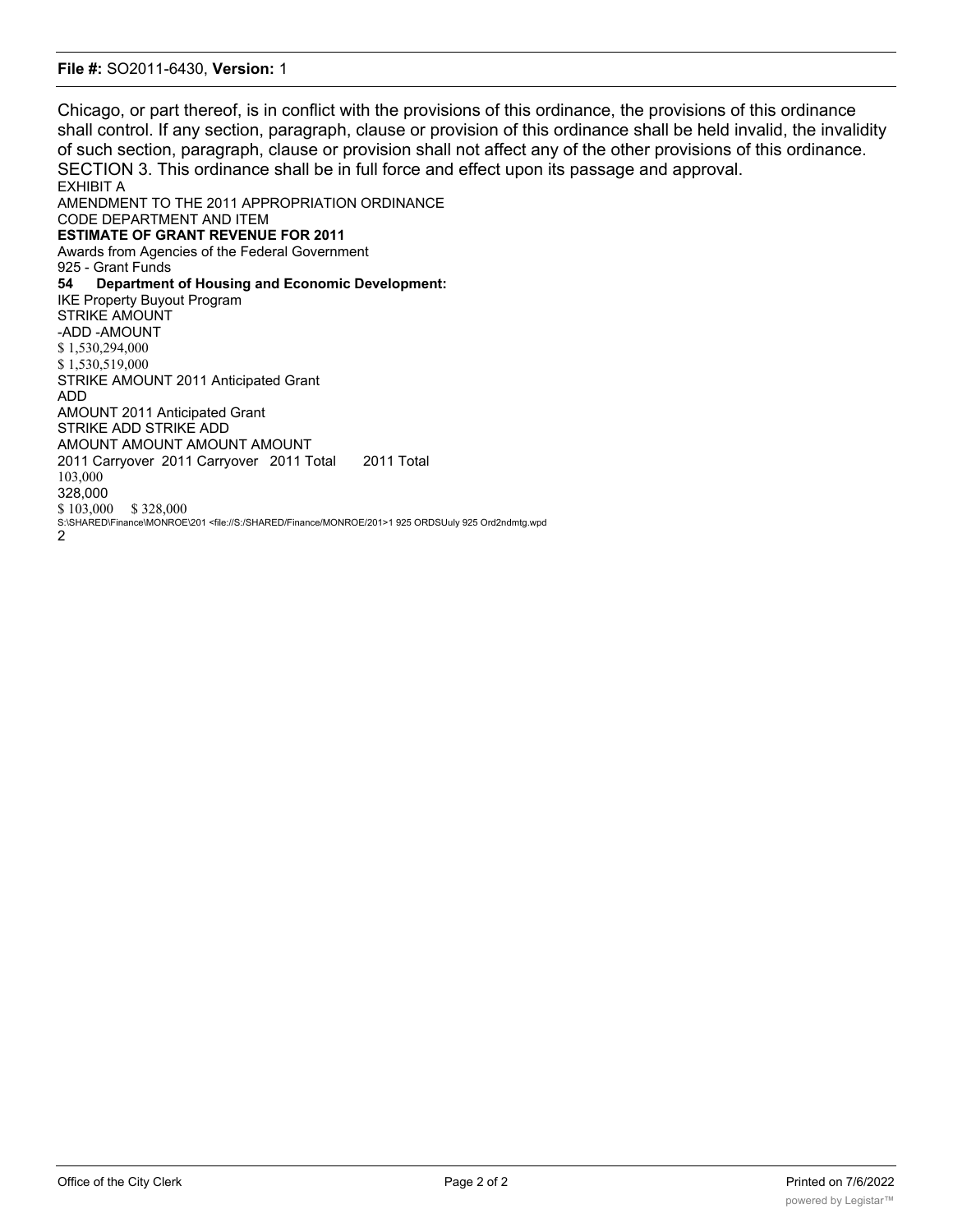Chicago, or part thereof, is in conflict with the provisions of this ordinance, the provisions of this ordinance shall control. If any section, paragraph, clause or provision of this ordinance shall be held invalid, the invalidity of such section, paragraph, clause or provision shall not affect any of the other provisions of this ordinance.

SECTION 3. This ordinance shall be in full force and effect upon its passage and approval.

EXHIBIT A

AMENDMENT TO THE 2011 APPROPRIATION ORDINANCE

CODE DEPARTMENT AND ITEM

**ESTIMATE OF GRANT REVENUE FOR 2011**

Awards from Agencies of the Federal Government

925 - Grant Funds

**54 Department of Housing and Economic Development:**

IKE Property Buyout Program

STRIKE AMOUNT

-ADD -AMOUNT

$ 1,530,294,000

$ 1,530,519,000

STRIKE AMOUNT 2011 Anticipated Grant

ADD

AMOUNT 2011 Anticipated Grant

STRIKE ADD STRIKE ADD

AMOUNT AMOUNT AMOUNT AMOUNT

2011 Carryover 2011 Carryover 2011 Total 2011 Total

103,000

328,000

$ 103,000 $ 328,000

S:\SHARED\Finance\MONROE\201 <file://S:/SHARED/Finance/MONROE/201>1 925 ORDSUuly 925 Ord2ndmtg.wpd

2